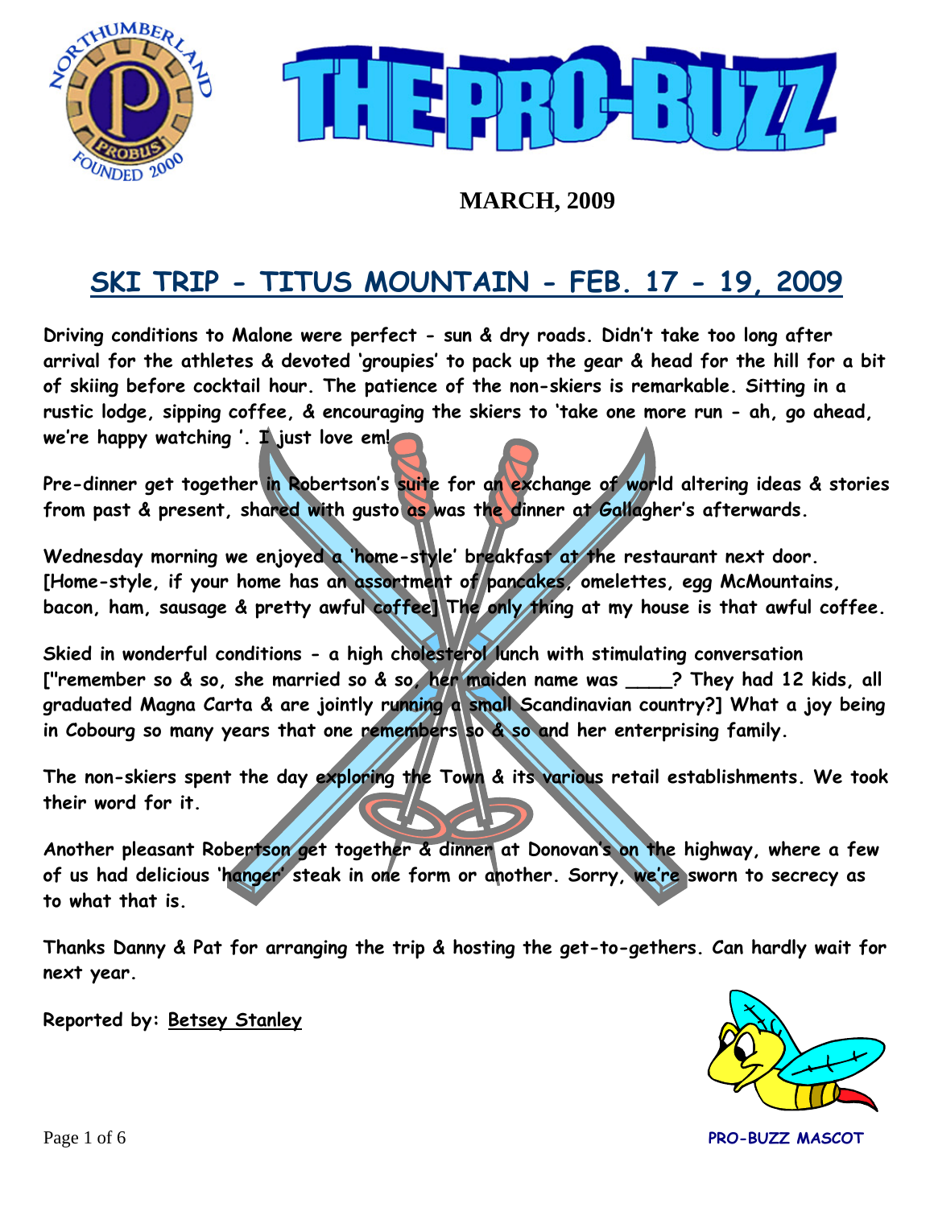# THE PRO-BUZZ

**MARCH, 2009**

## SKI TRIP - TITUS MOUNTAIN - FEB. 17 - 19, 2009

**Driving conditions to Malone were perfect - sun & dry roads. Didn't take too long after arrival for the athletes & devoted 'groupies' to pack up the gear & head for the hill for a bit of skiing before cocktail hour. The patience of the non-skiers is remarkable. Sitting in a rustic lodge, sipping coffee, & encouraging the skiers to 'take one more run - ah, go ahead, we're happy watching '. I just love em!**

**Pre-dinner get together in Robertson's suite for an exchange of world altering ideas & stories from past & present, shared with gusto as was the dinner at Gallagher's afterwards.**

**Wednesday morning we enjoyed a 'home-style' breakfast at the restaurant next door. [Home-style, if your home has an assortment of pancakes, omelettes, egg McMountains, bacon, ham, sausage & pretty awful coffee] The only thing at my house is that awful coffee.**

**Skied in wonderful conditions - a high cholesterol lunch with stimulating conversation ["remember so & so, she married so & so, her maiden name was \_\_\_\_? They had 12 kids, all graduated Magna Carta & are jointly running a small Scandinavian country?] What a joy being in Cobourg so many years that one remembers so & so and her enterprising family.**

**The non-skiers spent the day exploring the Town & its various retail establishments. We took their word for it.**

**Another pleasant Robertson get together & dinner at Donovan's on the highway, where a few of us had delicious 'hanger' steak in one form or another. Sorry, we're sworn to secrecy as to what that is.**

**Thanks Danny & Pat for arranging the trip & hosting the get-to-gethers. Can hardly wait for next year.**

**Reported by: Betsey Stanley**

**PRO-BUZZ MASCOT**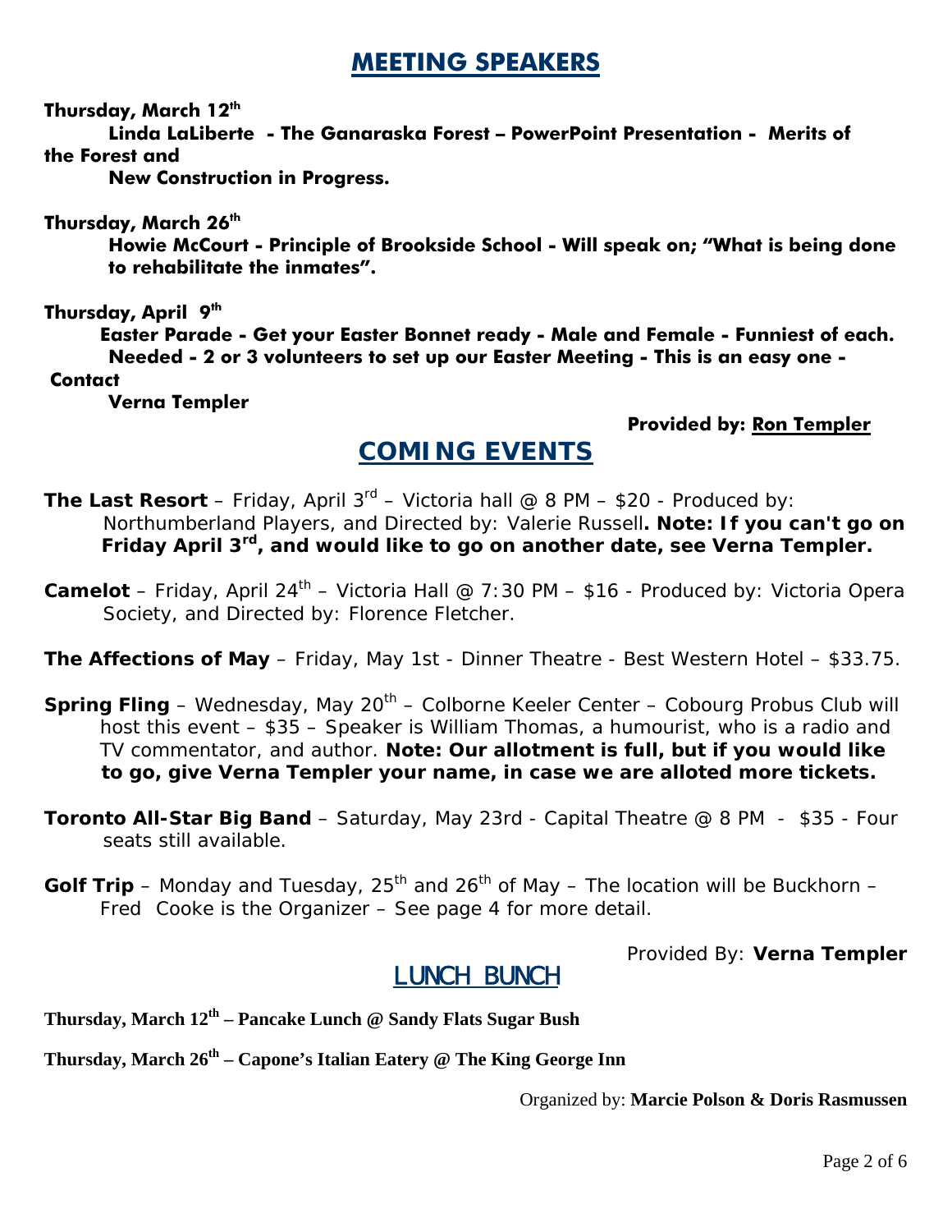## MEETING SPEAKERS

**Thursday, March 12th**

**Linda LaLiberte - The Ganaraska Forest – PowerPoint Presentation - Merits of the Forest and New Construction in Progress.**

**Thursday, March 26th**

**Howie McCourt - Principle of Brookside School - Will speak on; "What is being done to rehabilitate the inmates".**

**Thursday, April 9th**

**Easter Parade - Get your Easter Bonnet ready - Male and Female - Funniest of each. Needed - 2 or 3 volunteers to set up our Easter Meeting - This is an easy one - Contact Verna Templer**

**Provided by: Ron Templer**

## COMING EVENTS

**The Last Resort** – Friday, April 3rd – Victoria hall @ 8 PM – $20 - Produced by: Northumberland Players, and Directed by: Valerie Russell**. Note: If you can't go on Friday April 3rd, and would like to go on another date, see Verna Templer.**

**Camelot** – Friday, April 24th – Victoria Hall @ 7:30 PM – $16 - Produced by: Victoria Opera Society, and Directed by: Florence Fletcher.

**The Affections of May** – Friday, May 1st - Dinner Theatre - Best Western Hotel – $33.75.

**Spring Fling** – Wednesday, May 20th – Colborne Keeler Center – Cobourg Probus Club will host this event – $35 – Speaker is William Thomas, a humourist, who is a radio and TV commentator, and author. **Note: Our allotment is full, but if you would like to go, give Verna Templer your name, in case we are alloted more tickets.**

**Toronto All-Star Big Band** – Saturday, May 23rd - Capital Theatre @ 8 PM - $35 - Four seats still available.

**Golf Trip** – Monday and Tuesday, 25th and 26th of May – The location will be Buckhorn – Fred Cooke is the Organizer – See page 4 for more detail.

Provided By: **Verna Templer**

## LUNCH BUNCH

**Thursday, March 12th – Pancake Lunch @ Sandy Flats Sugar Bush**

**Thursday, March 26th – Capone's Italian Eatery @ The King George Inn**

Organized by: **Marcie Polson & Doris Rasmussen**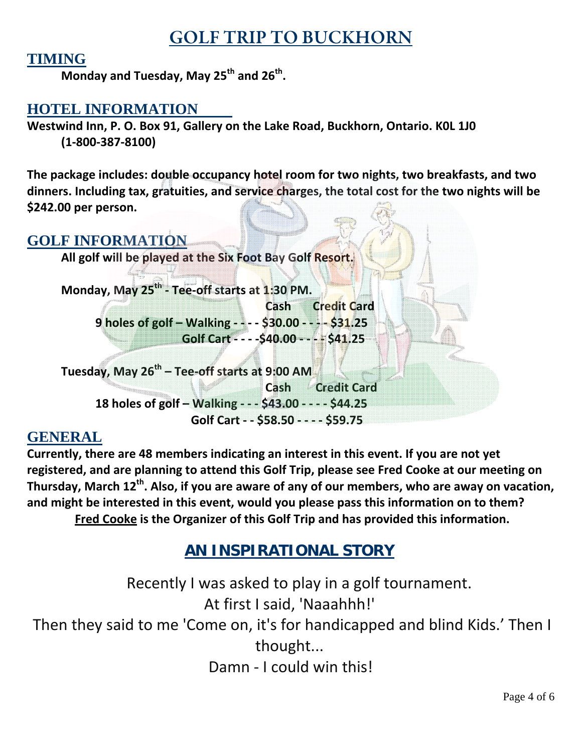# GOLF TRIP TO BUCKHORN

## TIMING

**Monday and Tuesday, May 25th and 26th.**

## HOTEL INFORMATION

**Westwind Inn, P. O. Box 91, Gallery on the Lake Road, Buckhorn, Ontario. K0L 1J0 (1-800-387-8100)**

**The package includes: double occupancy hotel room for two nights, two breakfasts, and two dinners. Including tax, gratuities, and service charges, the total cost for the two nights will be $242.00 per person.**

## GOLF INFORMATION

**All golf will be played at the Six Foot Bay Golf Resort.**

**Monday, May 25th - Tee-off starts at 1:30 PM.**

| | | Cash | Credit Card |
|---|---|---|---|
| **9 holes of golf** | **Walking** | **$30.00** | **$31.25** |
| | **Golf Cart** | **$40.00** | **$41.25** |

**Tuesday, May 26th – Tee-off starts at 9:00 AM**

| | | Cash | Credit Card |
|---|---|---|---|
| **18 holes of golf** | **Walking** | **$43.00** | **$44.25** |
| | **Golf Cart** | **$58.50** | **$59.75** |

## GENERAL

**Currently, there are 48 members indicating an interest in this event. If you are not yet registered, and are planning to attend this Golf Trip, please see Fred Cooke at our meeting on Thursday, March 12th. Also, if you are aware of any of our members, who are away on vacation, and might be interested in this event, would you please pass this information on to them?**

**Fred Cooke is the Organizer of this Golf Trip and has provided this information.**

## AN INSPIRATIONAL STORY

Recently I was asked to play in a golf tournament.

At first I said, 'Naaahhh!'

Then they said to me 'Come on, it's for handicapped and blind Kids.' Then I thought...

Damn - I could win this!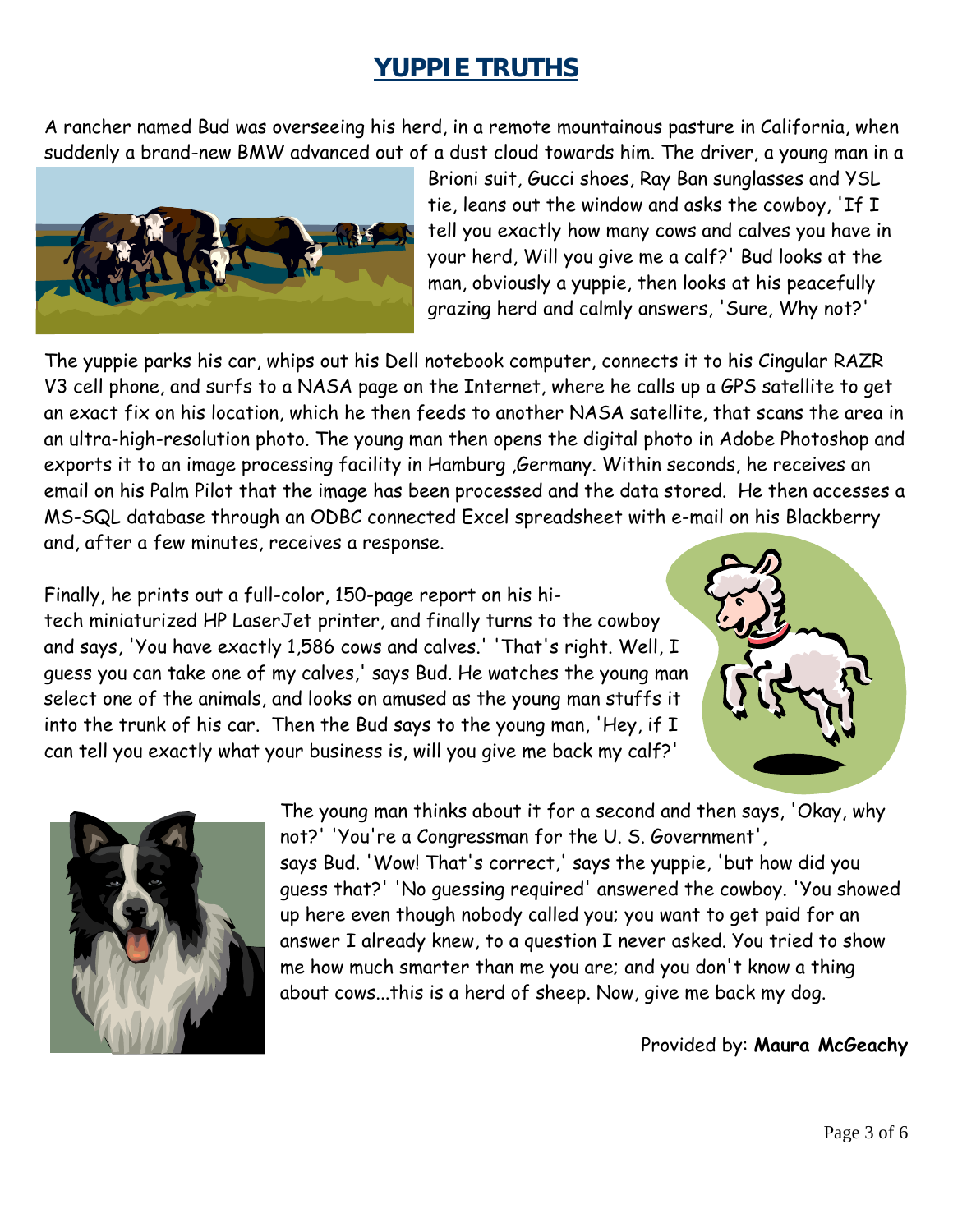# YUPPIE TRUTHS

A rancher named Bud was overseeing his herd, in a remote mountainous pasture in California, when suddenly a brand-new BMW advanced out of a dust cloud towards him. The driver, a young man in a Brioni suit, Gucci shoes, Ray Ban sunglasses and YSL tie, leans out the window and asks the cowboy, 'If I tell you exactly how many cows and calves you have in your herd, Will you give me a calf?' Bud looks at the man, obviously a yuppie, then looks at his peacefully grazing herd and calmly answers, 'Sure, Why not?'

The yuppie parks his car, whips out his Dell notebook computer, connects it to his Cingular RAZR V3 cell phone, and surfs to a NASA page on the Internet, where he calls up a GPS satellite to get an exact fix on his location, which he then feeds to another NASA satellite, that scans the area in an ultra-high-resolution photo. The young man then opens the digital photo in Adobe Photoshop and exports it to an image processing facility in Hamburg ,Germany. Within seconds, he receives an email on his Palm Pilot that the image has been processed and the data stored. He then accesses a MS-SQL database through an ODBC connected Excel spreadsheet with e-mail on his Blackberry and, after a few minutes, receives a response.

Finally, he prints out a full-color, 150-page report on his hi-tech miniaturized HP LaserJet printer, and finally turns to the cowboy and says, 'You have exactly 1,586 cows and calves.' 'That's right. Well, I guess you can take one of my calves,' says Bud. He watches the young man select one of the animals, and looks on amused as the young man stuffs it into the trunk of his car. Then the Bud says to the young man, 'Hey, if I can tell you exactly what your business is, will you give me back my calf?'

The young man thinks about it for a second and then says, 'Okay, why not?' 'You're a Congressman for the U. S. Government', says Bud. 'Wow! That's correct,' says the yuppie, 'but how did you guess that?' 'No guessing required' answered the cowboy. 'You showed up here even though nobody called you; you want to get paid for an answer I already knew, to a question I never asked. You tried to show me how much smarter than me you are; and you don't know a thing about cows...this is a herd of sheep. Now, give me back my dog.

Provided by: **Maura McGeachy**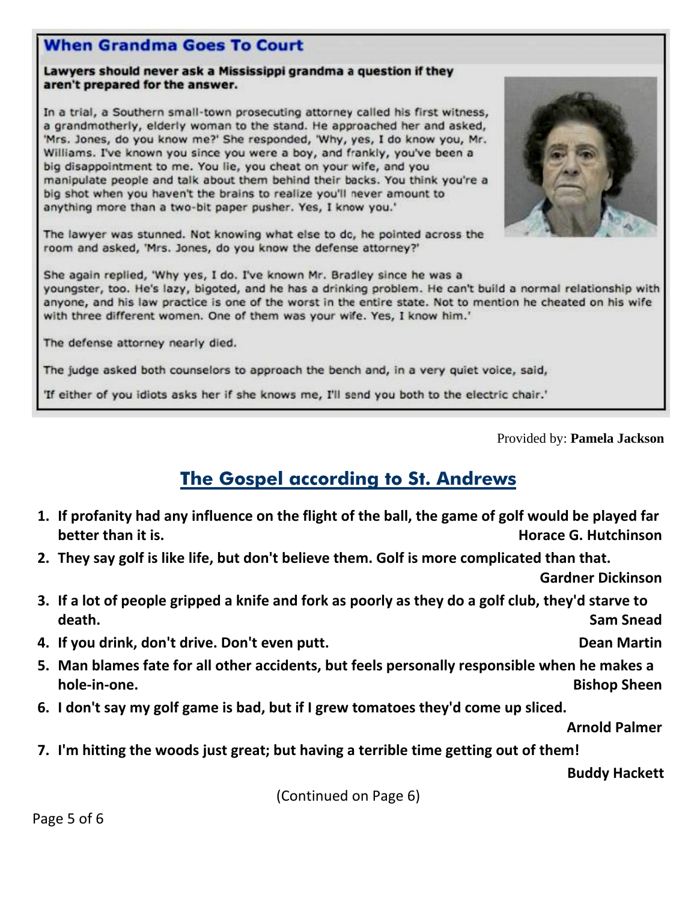## When Grandma Goes To Court

**Lawyers should never ask a Mississippi grandma a question if they aren't prepared for the answer.**

In a trial, a Southern small-town prosecuting attorney called his first witness, a grandmotherly, elderly woman to the stand. He approached her and asked, 'Mrs. Jones, do you know me?' She responded, 'Why, yes, I do know you, Mr. Williams. I've known you since you were a boy, and frankly, you've been a big disappointment to me. You lie, you cheat on your wife, and you manipulate people and talk about them behind their backs. You think you're a big shot when you haven't the brains to realize you'll never amount to anything more than a two-bit paper pusher. Yes, I know you.'

The lawyer was stunned. Not knowing what else to do, he pointed across the room and asked, 'Mrs. Jones, do you know the defense attorney?'

She again replied, 'Why yes, I do. I've known Mr. Bradley since he was a youngster, too. He's lazy, bigoted, and he has a drinking problem. He can't build a normal relationship with anyone, and his law practice is one of the worst in the entire state. Not to mention he cheated on his wife with three different women. One of them was your wife. Yes, I know him.'

The defense attorney nearly died.

The judge asked both counselors to approach the bench and, in a very quiet voice, said,

'If either of you idiots asks her if she knows me, I'll send you both to the electric chair.'

Provided by: **Pamela Jackson**

## The Gospel according to St. Andrews

1. **If profanity had any influence on the flight of the ball, the game of golf would be played far better than it is.** — **Horace G. Hutchinson**
2. **They say golf is like life, but don't believe them. Golf is more complicated than that.** — **Gardner Dickinson**
3. **If a lot of people gripped a knife and fork as poorly as they do a golf club, they'd starve to death.** — **Sam Snead**
4. **If you drink, don't drive. Don't even putt.** — **Dean Martin**
5. **Man blames fate for all other accidents, but feels personally responsible when he makes a hole-in-one.** — **Bishop Sheen**
6. **I don't say my golf game is bad, but if I grew tomatoes they'd come up sliced.** — **Arnold Palmer**
7. **I'm hitting the woods just great; but having a terrible time getting out of them!** — **Buddy Hackett**

(Continued on Page 6)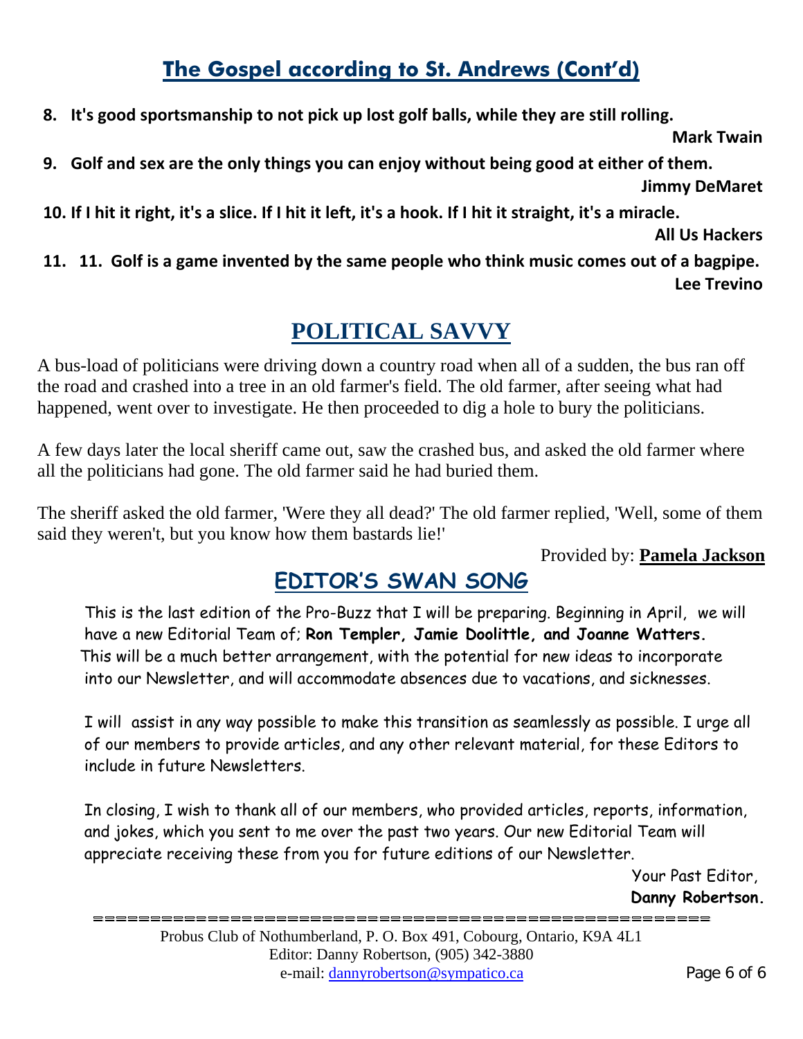## The Gospel according to St. Andrews (Cont'd)

**8. It's good sportsmanship to not pick up lost golf balls, while they are still rolling.**

**Mark Twain**

**9. Golf and sex are the only things you can enjoy without being good at either of them.**

**Jimmy DeMaret**

**10. If I hit it right, it's a slice. If I hit it left, it's a hook. If I hit it straight, it's a miracle.**

**All Us Hackers**

**11. 11. Golf is a game invented by the same people who think music comes out of a bagpipe.**

**Lee Trevino**

## POLITICAL SAVVY

A bus-load of politicians were driving down a country road when all of a sudden, the bus ran off the road and crashed into a tree in an old farmer's field. The old farmer, after seeing what had happened, went over to investigate. He then proceeded to dig a hole to bury the politicians.

A few days later the local sheriff came out, saw the crashed bus, and asked the old farmer where all the politicians had gone. The old farmer said he had buried them.

The sheriff asked the old farmer, 'Were they all dead?' The old farmer replied, 'Well, some of them said they weren't, but you know how them bastards lie!'

Provided by: **Pamela Jackson**

## EDITOR'S SWAN SONG

This is the last edition of the Pro-Buzz that I will be preparing. Beginning in April, we will have a new Editorial Team of; **Ron Templer, Jamie Doolittle, and Joanne Watters.** This will be a much better arrangement, with the potential for new ideas to incorporate into our Newsletter, and will accommodate absences due to vacations, and sicknesses.

I will assist in any way possible to make this transition as seamlessly as possible. I urge all of our members to provide articles, and any other relevant material, for these Editors to include in future Newsletters.

In closing, I wish to thank all of our members, who provided articles, reports, information, and jokes, which you sent to me over the past two years. Our new Editorial Team will appreciate receiving these from you for future editions of our Newsletter.

Your Past Editor,
**Danny Robertson.**

=====================================================

Probus Club of Nothumberland, P. O. Box 491, Cobourg, Ontario, K9A 4L1
Editor: Danny Robertson, (905) 342-3880
e-mail: dannyrobertson@sympatico.ca